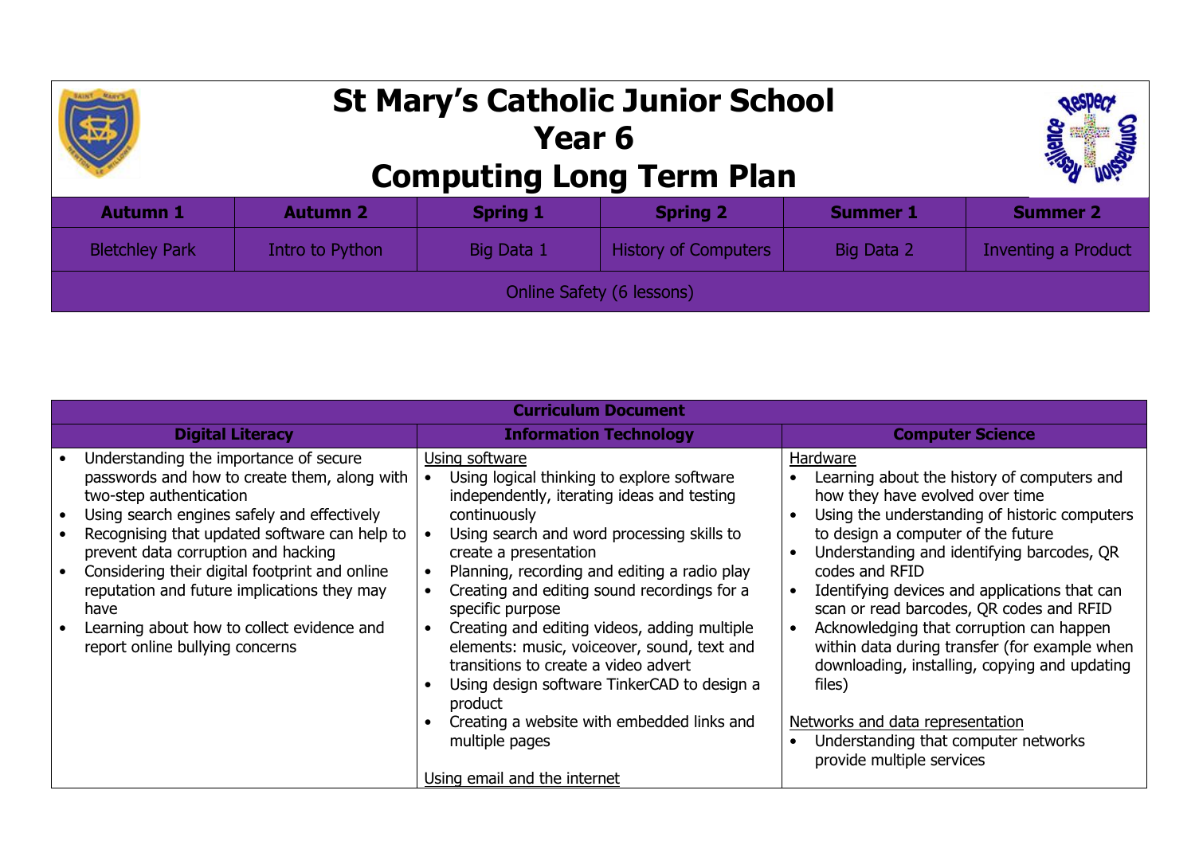# St Mary's Catholic Junior School
# Year 6
# Computing Long Term Plan

| Autumn 1 | Autumn 2 | Spring 1 | Spring 2 | Summer 1 | Summer 2 |
|---|---|---|---|---|---|
| Bletchley Park | Intro to Python | Big Data 1 | History of Computers | Big Data 2 | Inventing a Product |
| Online Safety (6 lessons) | | | | | |

| Curriculum Document | | |
|---|---|---|
| **Digital Literacy** | **Information Technology** | **Computer Science** |
| • Understanding the importance of secure passwords and how to create them, along with two-step authentication<br>• Using search engines safely and effectively<br>• Recognising that updated software can help to prevent data corruption and hacking<br>• Considering their digital footprint and online reputation and future implications they may have<br>• Learning about how to collect evidence and report online bullying concerns | Using software<br>• Using logical thinking to explore software independently, iterating ideas and testing continuously<br>• Using search and word processing skills to create a presentation<br>• Planning, recording and editing a radio play<br>• Creating and editing sound recordings for a specific purpose<br>• Creating and editing videos, adding multiple elements: music, voiceover, sound, text and transitions to create a video advert<br>• Using design software TinkerCAD to design a product<br>• Creating a website with embedded links and multiple pages<br><br>Using email and the internet | Hardware<br>• Learning about the history of computers and how they have evolved over time<br>• Using the understanding of historic computers to design a computer of the future<br>• Understanding and identifying barcodes, QR codes and RFID<br>• Identifying devices and applications that can scan or read barcodes, QR codes and RFID<br>• Acknowledging that corruption can happen within data during transfer (for example when downloading, installing, copying and updating files)<br><br>Networks and data representation<br>• Understanding that computer networks provide multiple services |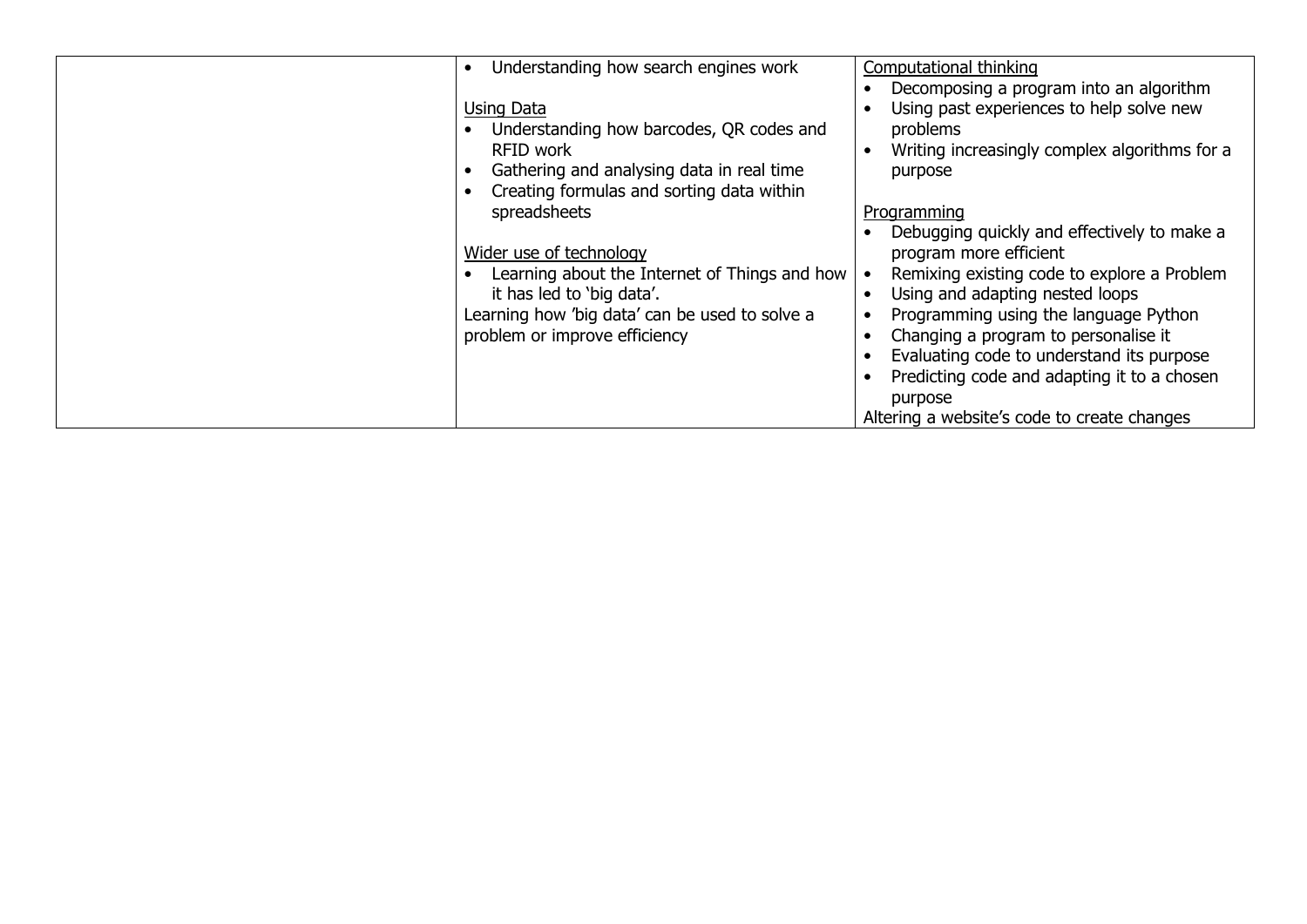| | | |
|---|---|---|
| | • Understanding how search engines work<br><br><u>Using Data</u><br>• Understanding how barcodes, QR codes and RFID work<br>• Gathering and analysing data in real time<br>• Creating formulas and sorting data within spreadsheets<br><br><u>Wider use of technology</u><br>• Learning about the Internet of Things and how it has led to 'big data'.<br>Learning how 'big data' can be used to solve a problem or improve efficiency | <u>Computational thinking</u><br>• Decomposing a program into an algorithm<br>• Using past experiences to help solve new problems<br>• Writing increasingly complex algorithms for a purpose<br><br><u>Programming</u><br>• Debugging quickly and effectively to make a program more efficient<br>• Remixing existing code to explore a Problem<br>• Using and adapting nested loops<br>• Programming using the language Python<br>• Changing a program to personalise it<br>• Evaluating code to understand its purpose<br>• Predicting code and adapting it to a chosen purpose<br>Altering a website's code to create changes |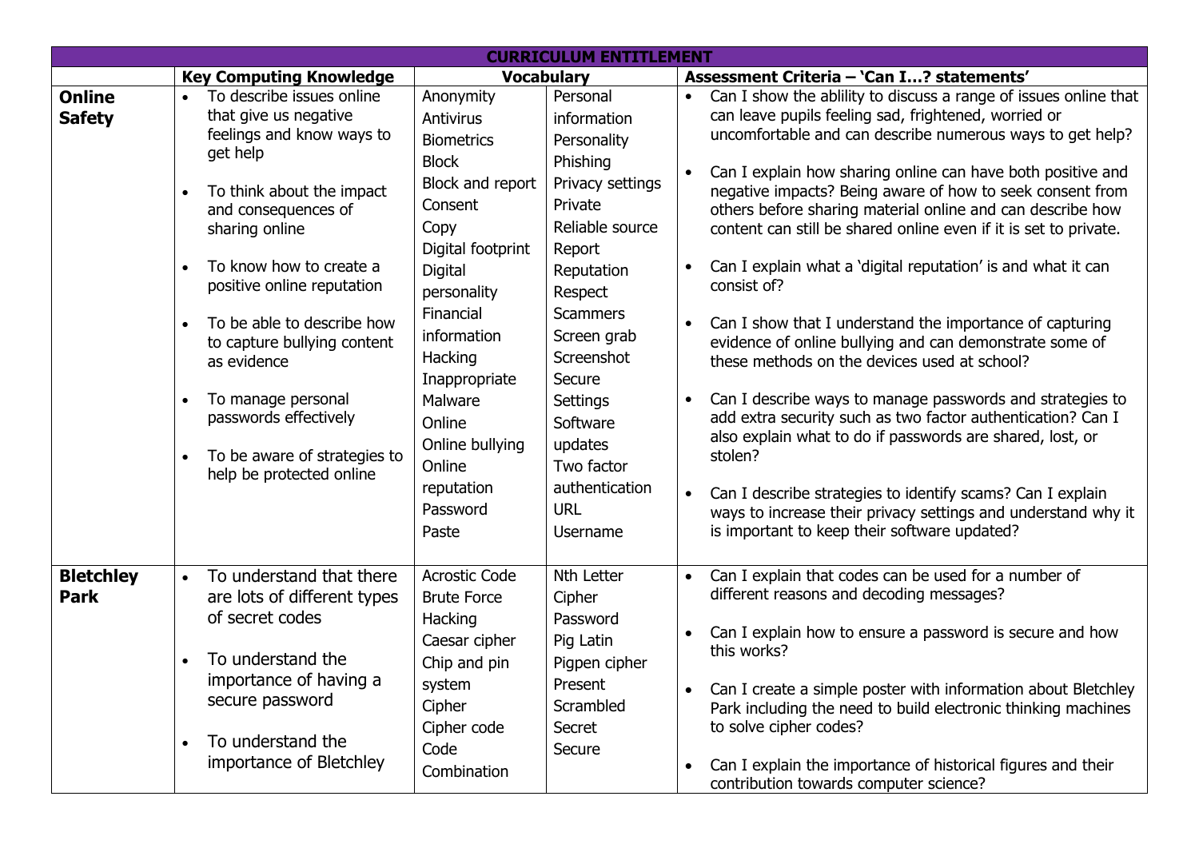| CURRICULUM ENTITLEMENT | | | | |
|---|---|---|---|---|
| | **Key Computing Knowledge** | **Vocabulary** | | **Assessment Criteria – 'Can I…? statements'** |
| **Online Safety** | • To describe issues online that give us negative feelings and know ways to get help<br><br>• To think about the impact and consequences of sharing online<br><br>• To know how to create a positive online reputation<br><br>• To be able to describe how to capture bullying content as evidence<br><br>• To manage personal passwords effectively<br><br>• To be aware of strategies to help be protected online | Anonymity<br>Antivirus<br>Biometrics<br>Block<br>Block and report<br>Consent<br>Copy<br>Digital footprint<br>Digital personality<br>Financial information<br>Hacking<br>Inappropriate<br>Malware<br>Online<br>Online bullying<br>Online reputation<br>Password<br>Paste | Personal information<br>Personality<br>Phishing<br>Privacy settings<br>Private<br>Reliable source<br>Report<br>Reputation<br>Respect<br>Scammers<br>Screen grab<br>Screenshot<br>Secure<br>Settings<br>Software updates<br>Two factor authentication<br>URL<br>Username | • Can I show the ablility to discuss a range of issues online that can leave pupils feeling sad, frightened, worried or uncomfortable and can describe numerous ways to get help?<br><br>• Can I explain how sharing online can have both positive and negative impacts? Being aware of how to seek consent from others before sharing material online and can describe how content can still be shared online even if it is set to private.<br><br>• Can I explain what a 'digital reputation' is and what it can consist of?<br><br>• Can I show that I understand the importance of capturing evidence of online bullying and can demonstrate some of these methods on the devices used at school?<br><br>• Can I describe ways to manage passwords and strategies to add extra security such as two factor authentication? Can I also explain what to do if passwords are shared, lost, or stolen?<br><br>• Can I describe strategies to identify scams? Can I explain ways to increase their privacy settings and understand why it is important to keep their software updated? |
| **Bletchley Park** | • To understand that there are lots of different types of secret codes<br><br>• To understand the importance of having a secure password<br><br>• To understand the importance of Bletchley | Acrostic Code<br>Brute Force<br>Hacking<br>Caesar cipher<br>Chip and pin system<br>Cipher<br>Cipher code<br>Code<br>Combination | Nth Letter<br>Cipher<br>Password<br>Pig Latin<br>Pigpen cipher<br>Present<br>Scrambled<br>Secret<br>Secure | • Can I explain that codes can be used for a number of different reasons and decoding messages?<br><br>• Can I explain how to ensure a password is secure and how this works?<br><br>• Can I create a simple poster with information about Bletchley Park including the need to build electronic thinking machines to solve cipher codes?<br><br>• Can I explain the importance of historical figures and their contribution towards computer science? |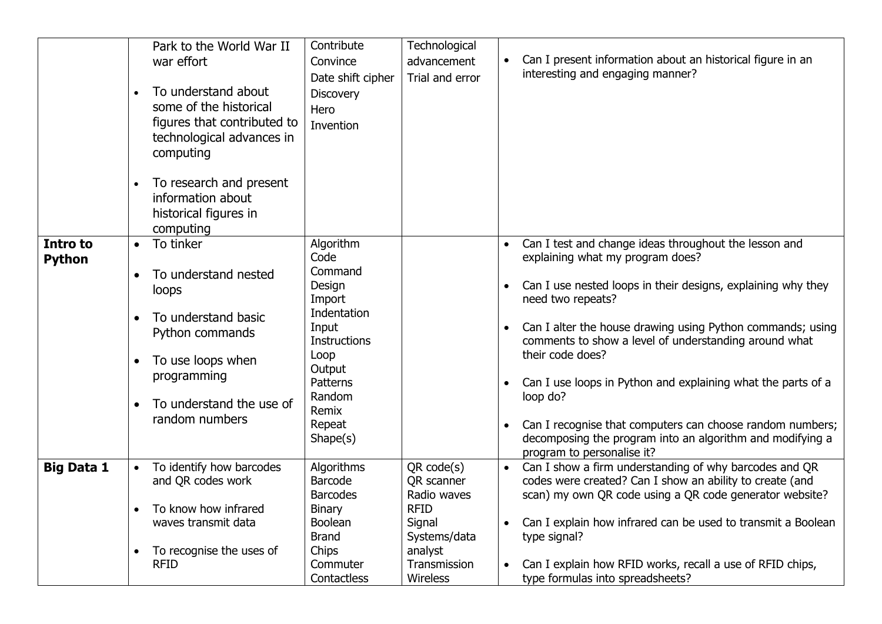| | | | | |
|---|---|---|---|---|
| | Park to the World War II war effort<br><br>• To understand about some of the historical figures that contributed to technological advances in computing<br><br>• To research and present information about historical figures in computing | Contribute<br>Convince<br>Date shift cipher<br>Discovery<br>Hero<br>Invention | Technological advancement<br>Trial and error | • Can I present information about an historical figure in an interesting and engaging manner? |
| **Intro to Python** | • To tinker<br><br>• To understand nested loops<br><br>• To understand basic Python commands<br><br>• To use loops when programming<br><br>• To understand the use of random numbers | Algorithm<br>Code<br>Command<br>Design<br>Import<br>Indentation<br>Input<br>Instructions<br>Loop<br>Output<br>Patterns<br>Random<br>Remix<br>Repeat<br>Shape(s) | | • Can I test and change ideas throughout the lesson and explaining what my program does?<br><br>• Can I use nested loops in their designs, explaining why they need two repeats?<br><br>• Can I alter the house drawing using Python commands; using comments to show a level of understanding around what their code does?<br><br>• Can I use loops in Python and explaining what the parts of a loop do?<br><br>• Can I recognise that computers can choose random numbers; decomposing the program into an algorithm and modifying a program to personalise it? |
| **Big Data 1** | • To identify how barcodes and QR codes work<br><br>• To know how infrared waves transmit data<br><br>• To recognise the uses of RFID | Algorithms<br>Barcode<br>Barcodes<br>Binary<br>Boolean<br>Brand<br>Chips<br>Commuter<br>Contactless | QR code(s)<br>QR scanner<br>Radio waves<br>RFID<br>Signal<br>Systems/data analyst<br>Transmission<br>Wireless | • Can I show a firm understanding of why barcodes and QR codes were created? Can I show an ability to create (and scan) my own QR code using a QR code generator website?<br><br>• Can I explain how infrared can be used to transmit a Boolean type signal?<br><br>• Can I explain how RFID works, recall a use of RFID chips, type formulas into spreadsheets? |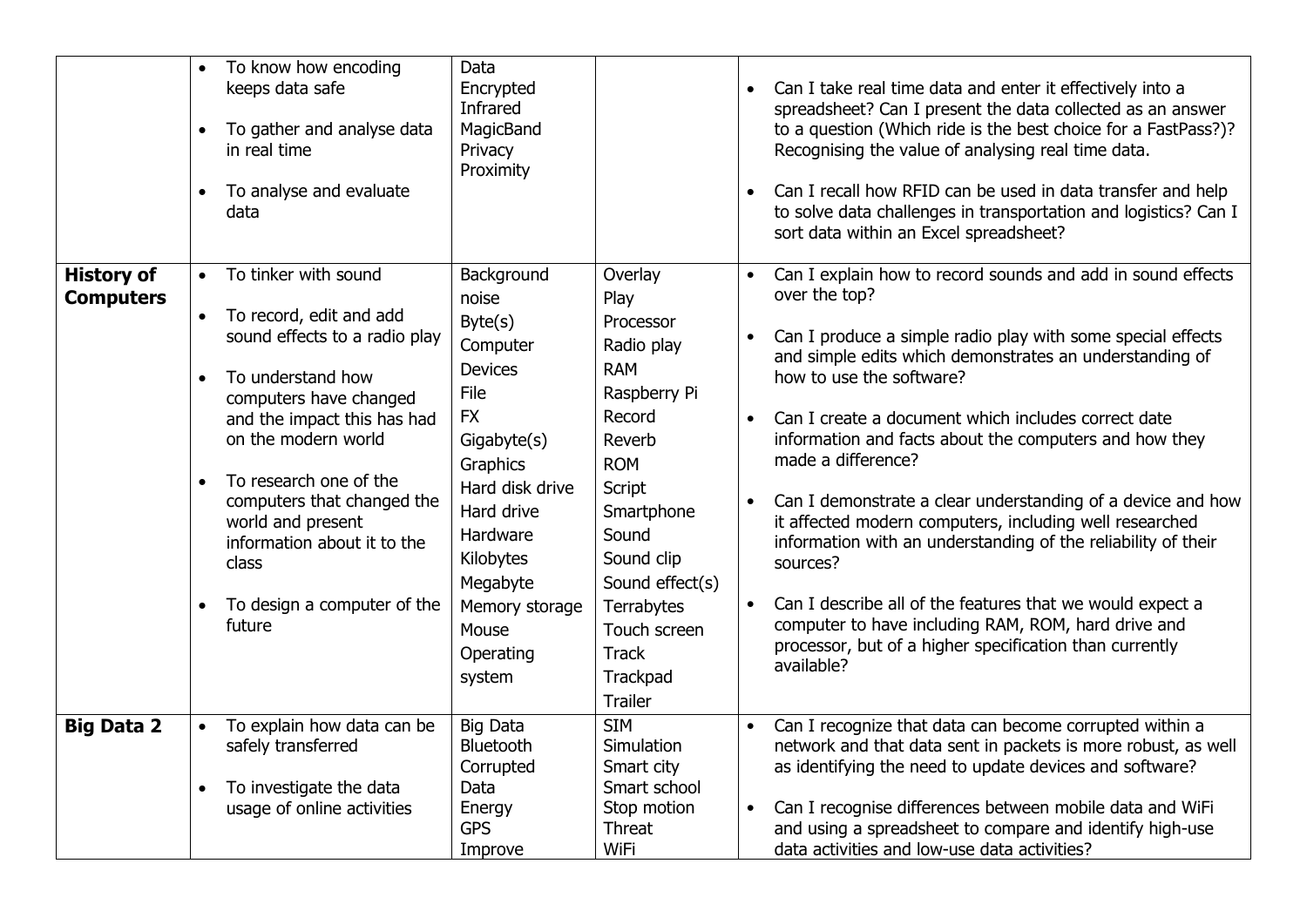| | | | | |
|---|---|---|---|---|
| | • To know how encoding keeps data safe<br>• To gather and analyse data in real time<br>• To analyse and evaluate data | Data<br>Encrypted<br>Infrared<br>MagicBand<br>Privacy<br>Proximity | | • Can I take real time data and enter it effectively into a spreadsheet? Can I present the data collected as an answer to a question (Which ride is the best choice for a FastPass?)? Recognising the value of analysing real time data.<br>• Can I recall how RFID can be used in data transfer and help to solve data challenges in transportation and logistics? Can I sort data within an Excel spreadsheet? |
| **History of Computers** | • To tinker with sound<br>• To record, edit and add sound effects to a radio play<br>• To understand how computers have changed and the impact this has had on the modern world<br>• To research one of the computers that changed the world and present information about it to the class<br>• To design a computer of the future | Background noise<br>Byte(s)<br>Computer<br>Devices<br>File<br>FX<br>Gigabyte(s)<br>Graphics<br>Hard disk drive<br>Hard drive<br>Hardware<br>Kilobytes<br>Megabyte<br>Memory storage<br>Mouse<br>Operating system | Overlay<br>Play<br>Processor<br>Radio play<br>RAM<br>Raspberry Pi<br>Record<br>Reverb<br>ROM<br>Script<br>Smartphone<br>Sound<br>Sound clip<br>Sound effect(s)<br>Terrabytes<br>Touch screen<br>Track<br>Trackpad<br>Trailer | • Can I explain how to record sounds and add in sound effects over the top?<br>• Can I produce a simple radio play with some special effects and simple edits which demonstrates an understanding of how to use the software?<br>• Can I create a document which includes correct date information and facts about the computers and how they made a difference?<br>• Can I demonstrate a clear understanding of a device and how it affected modern computers, including well researched information with an understanding of the reliability of their sources?<br>• Can I describe all of the features that we would expect a computer to have including RAM, ROM, hard drive and processor, but of a higher specification than currently available? |
| **Big Data 2** | • To explain how data can be safely transferred<br>• To investigate the data usage of online activities | Big Data<br>Bluetooth<br>Corrupted<br>Data<br>Energy<br>GPS<br>Improve | SIM<br>Simulation<br>Smart city<br>Smart school<br>Stop motion<br>Threat<br>WiFi | • Can I recognize that data can become corrupted within a network and that data sent in packets is more robust, as well as identifying the need to update devices and software?<br>• Can I recognise differences between mobile data and WiFi and using a spreadsheet to compare and identify high-use data activities and low-use data activities? |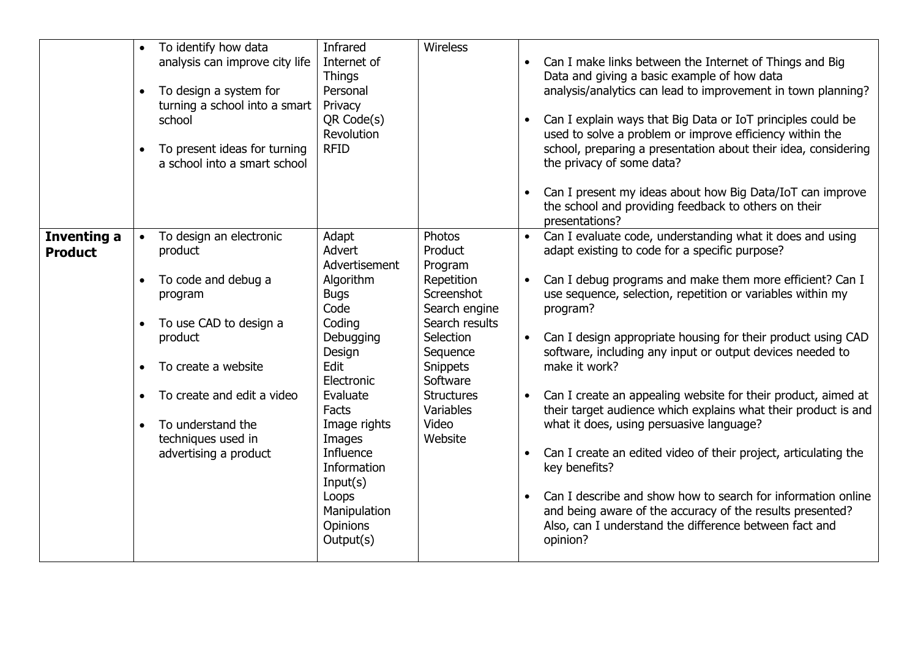| | | | | |
|---|---|---|---|---|
| | • To identify how data analysis can improve city life<br><br>• To design a system for turning a school into a smart school<br><br>• To present ideas for turning a school into a smart school | Infrared<br>Internet of Things<br>Personal<br>Privacy<br>QR Code(s)<br>Revolution<br>RFID | Wireless | • Can I make links between the Internet of Things and Big Data and giving a basic example of how data analysis/analytics can lead to improvement in town planning?<br><br>• Can I explain ways that Big Data or IoT principles could be used to solve a problem or improve efficiency within the school, preparing a presentation about their idea, considering the privacy of some data?<br><br>• Can I present my ideas about how Big Data/IoT can improve the school and providing feedback to others on their presentations? |
| **Inventing a Product** | • To design an electronic product<br><br>• To code and debug a program<br><br>• To use CAD to design a product<br><br>• To create a website<br><br>• To create and edit a video<br><br>• To understand the techniques used in advertising a product | Adapt<br>Advert<br>Advertisement<br>Algorithm<br>Bugs<br>Code<br>Coding<br>Debugging<br>Design<br>Edit<br>Electronic<br>Evaluate<br>Facts<br>Image rights<br>Images<br>Influence<br>Information<br>Input(s)<br>Loops<br>Manipulation<br>Opinions<br>Output(s) | Photos<br>Product<br>Program<br>Repetition<br>Screenshot<br>Search engine<br>Search results<br>Selection<br>Sequence<br>Snippets<br>Software<br>Structures<br>Variables<br>Video<br>Website | • Can I evaluate code, understanding what it does and using adapt existing to code for a specific purpose?<br><br>• Can I debug programs and make them more efficient? Can I use sequence, selection, repetition or variables within my program?<br><br>• Can I design appropriate housing for their product using CAD software, including any input or output devices needed to make it work?<br><br>• Can I create an appealing website for their product, aimed at their target audience which explains what their product is and what it does, using persuasive language?<br><br>• Can I create an edited video of their project, articulating the key benefits?<br><br>• Can I describe and show how to search for information online and being aware of the accuracy of the results presented? Also, can I understand the difference between fact and opinion? |